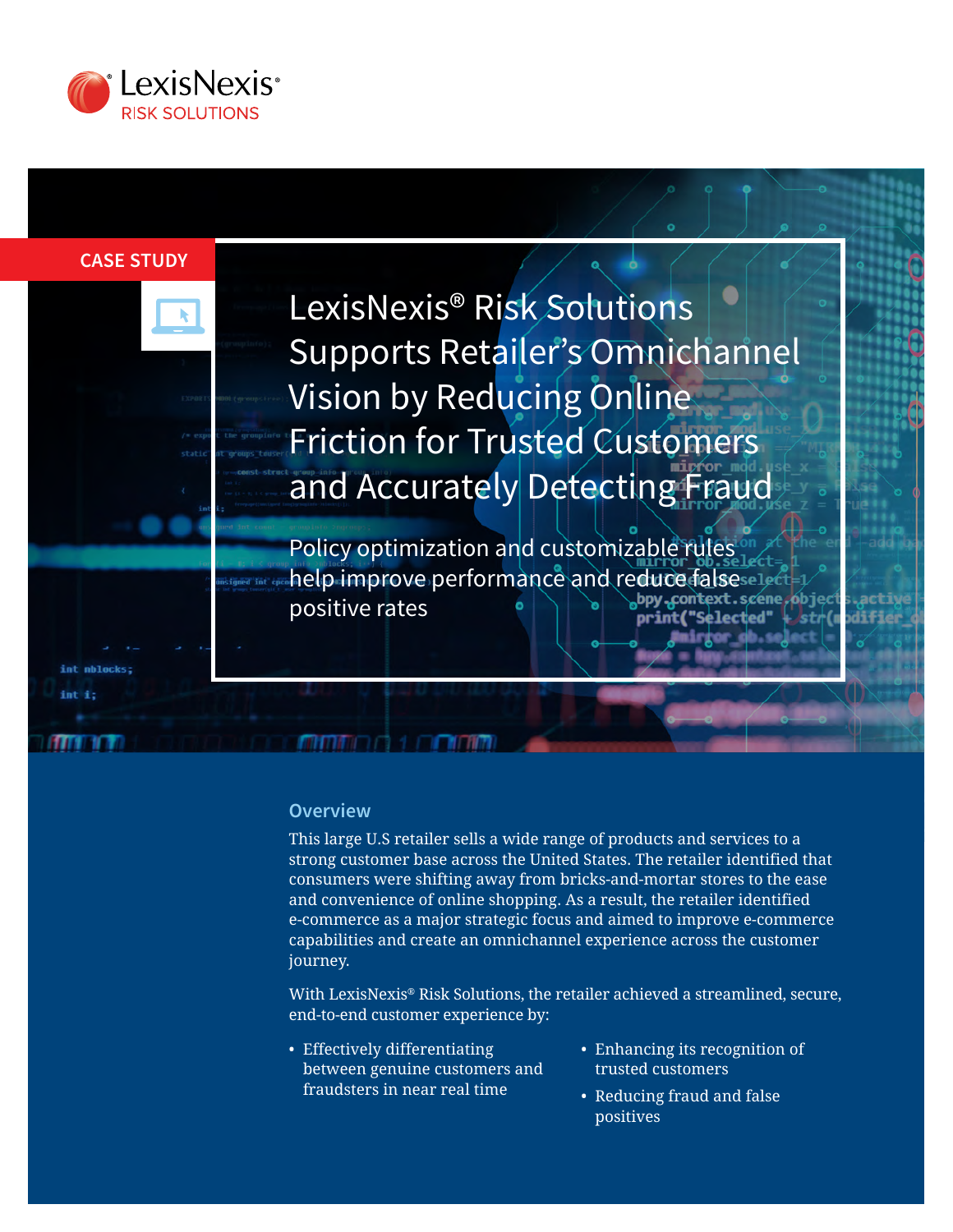LexisNexis® RISK SOLUTIONS

CASE STUDY

# LexisNexis® Risk Solutions Supports Retailer's Omnichannel Vision by Reducing Online Friction for Trusted Customers and Accurately Detecting Fraud

Policy optimization and customizable rules help improve performance and reduce false positive rates

## Overview

This large U.S retailer sells a wide range of products and services to a strong customer base across the United States. The retailer identified that consumers were shifting away from bricks-and-mortar stores to the ease and convenience of online shopping. As a result, the retailer identified e-commerce as a major strategic focus and aimed to improve e-commerce capabilities and create an omnichannel experience across the customer journey.

With LexisNexis® Risk Solutions, the retailer achieved a streamlined, secure, end-to-end customer experience by:

- Effectively differentiating between genuine customers and fraudsters in near real time
- Enhancing its recognition of trusted customers
- Reducing fraud and false positives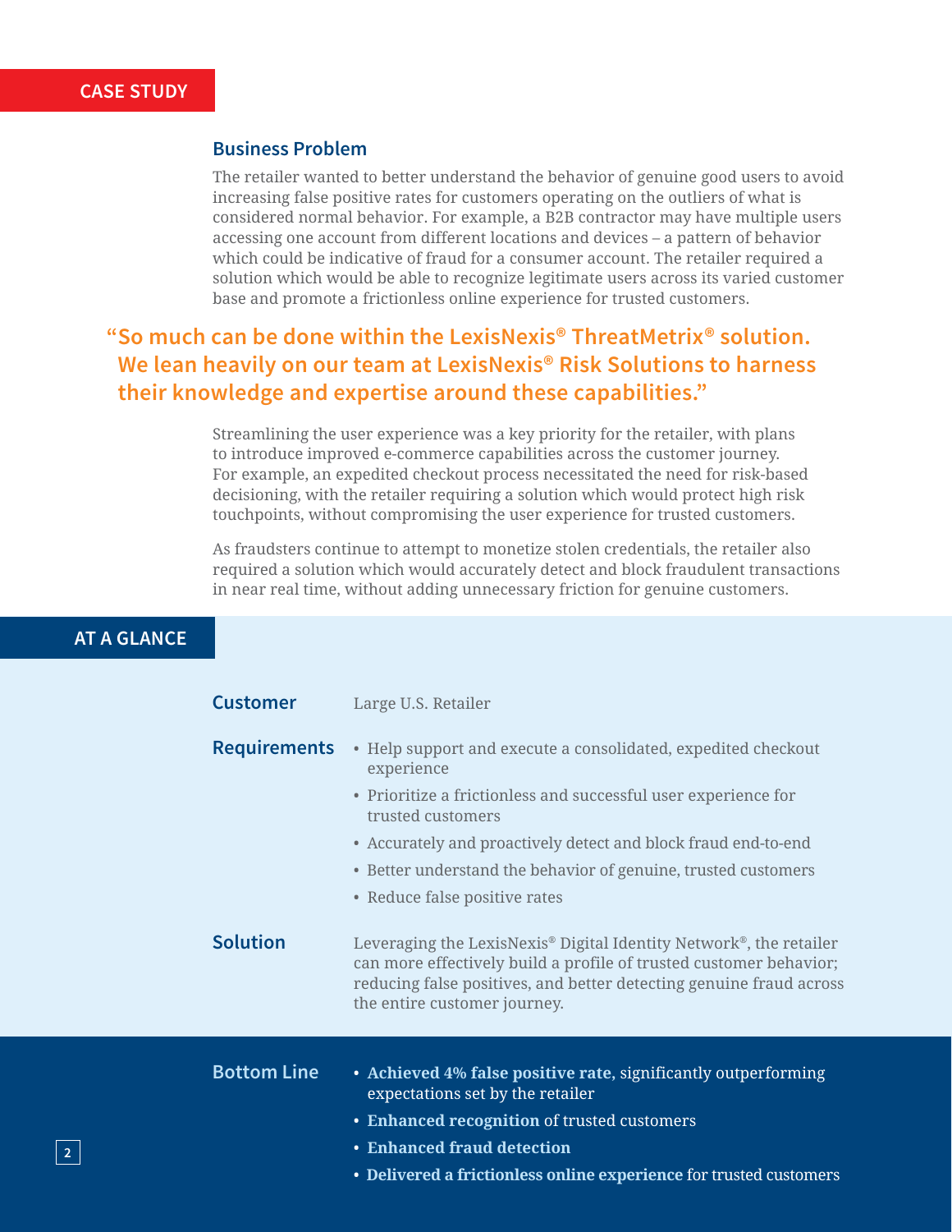CASE STUDY

## Business Problem

The retailer wanted to better understand the behavior of genuine good users to avoid increasing false positive rates for customers operating on the outliers of what is considered normal behavior. For example, a B2B contractor may have multiple users accessing one account from different locations and devices – a pattern of behavior which could be indicative of fraud for a consumer account. The retailer required a solution which would be able to recognize legitimate users across its varied customer base and promote a frictionless online experience for trusted customers.

> **"So much can be done within the LexisNexis® ThreatMetrix® solution. We lean heavily on our team at LexisNexis® Risk Solutions to harness their knowledge and expertise around these capabilities."**

Streamlining the user experience was a key priority for the retailer, with plans to introduce improved e-commerce capabilities across the customer journey. For example, an expedited checkout process necessitated the need for risk-based decisioning, with the retailer requiring a solution which would protect high risk touchpoints, without compromising the user experience for trusted customers.

As fraudsters continue to attempt to monetize stolen credentials, the retailer also required a solution which would accurately detect and block fraudulent transactions in near real time, without adding unnecessary friction for genuine customers.

## AT A GLANCE

### Customer

Large U.S. Retailer

### Requirements

- Help support and execute a consolidated, expedited checkout experience
- Prioritize a frictionless and successful user experience for trusted customers
- Accurately and proactively detect and block fraud end-to-end
- Better understand the behavior of genuine, trusted customers
- Reduce false positive rates

### Solution

Leveraging the LexisNexis® Digital Identity Network®, the retailer can more effectively build a profile of trusted customer behavior; reducing false positives, and better detecting genuine fraud across the entire customer journey.

### Bottom Line

- **Achieved 4% false positive rate**, significantly outperforming expectations set by the retailer
- **Enhanced recognition** of trusted customers
- **Enhanced fraud detection**
- **Delivered a frictionless online experience** for trusted customers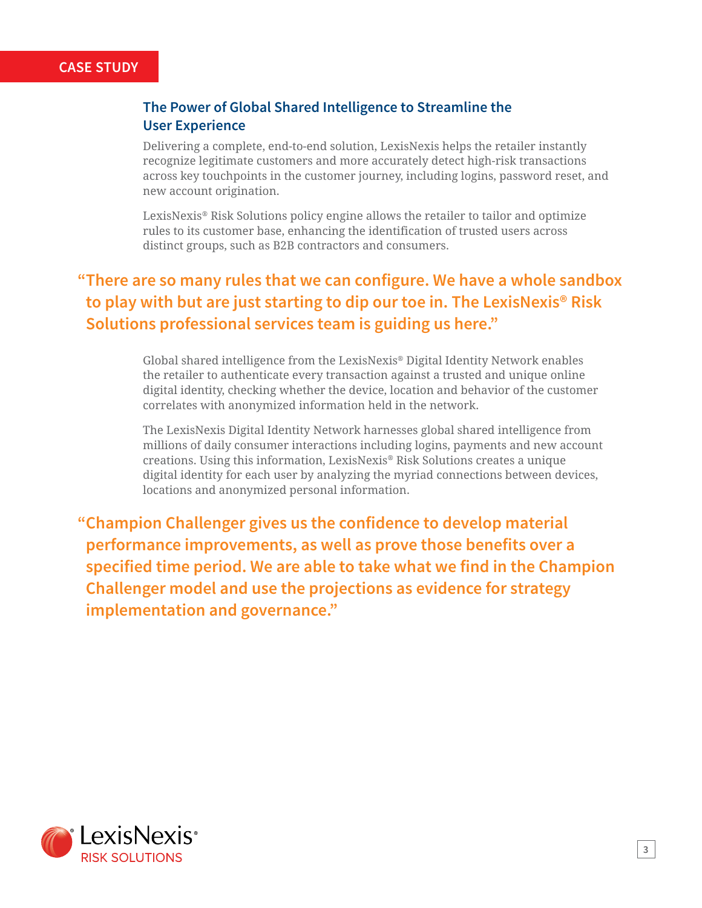CASE STUDY

## The Power of Global Shared Intelligence to Streamline the User Experience

Delivering a complete, end-to-end solution, LexisNexis helps the retailer instantly recognize legitimate customers and more accurately detect high-risk transactions across key touchpoints in the customer journey, including logins, password reset, and new account origination.

LexisNexis® Risk Solutions policy engine allows the retailer to tailor and optimize rules to its customer base, enhancing the identification of trusted users across distinct groups, such as B2B contractors and consumers.

> **"There are so many rules that we can configure. We have a whole sandbox to play with but are just starting to dip our toe in. The LexisNexis® Risk Solutions professional services team is guiding us here."**

Global shared intelligence from the LexisNexis® Digital Identity Network enables the retailer to authenticate every transaction against a trusted and unique online digital identity, checking whether the device, location and behavior of the customer correlates with anonymized information held in the network.

The LexisNexis Digital Identity Network harnesses global shared intelligence from millions of daily consumer interactions including logins, payments and new account creations. Using this information, LexisNexis® Risk Solutions creates a unique digital identity for each user by analyzing the myriad connections between devices, locations and anonymized personal information.

> **"Champion Challenger gives us the confidence to develop material performance improvements, as well as prove those benefits over a specified time period. We are able to take what we find in the Champion Challenger model and use the projections as evidence for strategy implementation and governance."**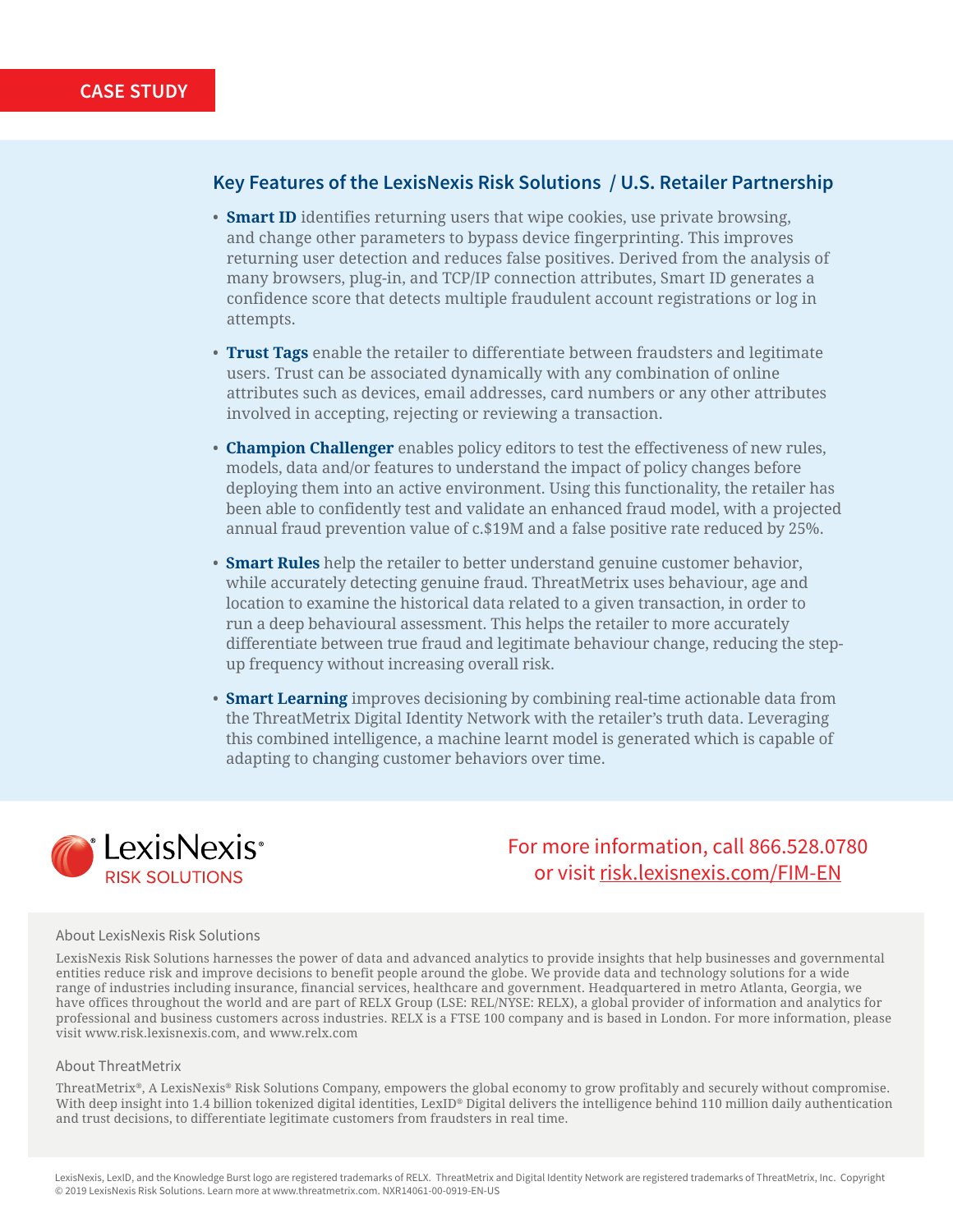CASE STUDY

## Key Features of the LexisNexis Risk Solutions / U.S. Retailer Partnership

- **Smart ID** identifies returning users that wipe cookies, use private browsing, and change other parameters to bypass device fingerprinting. This improves returning user detection and reduces false positives. Derived from the analysis of many browsers, plug-in, and TCP/IP connection attributes, Smart ID generates a confidence score that detects multiple fraudulent account registrations or log in attempts.
- **Trust Tags** enable the retailer to differentiate between fraudsters and legitimate users. Trust can be associated dynamically with any combination of online attributes such as devices, email addresses, card numbers or any other attributes involved in accepting, rejecting or reviewing a transaction.
- **Champion Challenger** enables policy editors to test the effectiveness of new rules, models, data and/or features to understand the impact of policy changes before deploying them into an active environment. Using this functionality, the retailer has been able to confidently test and validate an enhanced fraud model, with a projected annual fraud prevention value of c.$19M and a false positive rate reduced by 25%.
- **Smart Rules** help the retailer to better understand genuine customer behavior, while accurately detecting genuine fraud. ThreatMetrix uses behaviour, age and location to examine the historical data related to a given transaction, in order to run a deep behavioural assessment. This helps the retailer to more accurately differentiate between true fraud and legitimate behaviour change, reducing the step-up frequency without increasing overall risk.
- **Smart Learning** improves decisioning by combining real-time actionable data from the ThreatMetrix Digital Identity Network with the retailer's truth data. Leveraging this combined intelligence, a machine learnt model is generated which is capable of adapting to changing customer behaviors over time.

LexisNexis® RISK SOLUTIONS

For more information, call 866.528.0780 or visit risk.lexisnexis.com/FIM-EN

### About LexisNexis Risk Solutions

LexisNexis Risk Solutions harnesses the power of data and advanced analytics to provide insights that help businesses and governmental entities reduce risk and improve decisions to benefit people around the globe. We provide data and technology solutions for a wide range of industries including insurance, financial services, healthcare and government. Headquartered in metro Atlanta, Georgia, we have offices throughout the world and are part of RELX Group (LSE: REL/NYSE: RELX), a global provider of information and analytics for professional and business customers across industries. RELX is a FTSE 100 company and is based in London. For more information, please visit www.risk.lexisnexis.com, and www.relx.com

### About ThreatMetrix

ThreatMetrix®, A LexisNexis® Risk Solutions Company, empowers the global economy to grow profitably and securely without compromise. With deep insight into 1.4 billion tokenized digital identities, LexID® Digital delivers the intelligence behind 110 million daily authentication and trust decisions, to differentiate legitimate customers from fraudsters in real time.

LexisNexis, LexID, and the Knowledge Burst logo are registered trademarks of RELX. ThreatMetrix and Digital Identity Network are registered trademarks of ThreatMetrix, Inc. Copyright © 2019 LexisNexis Risk Solutions. Learn more at www.threatmetrix.com. NXR14061-00-0919-EN-US